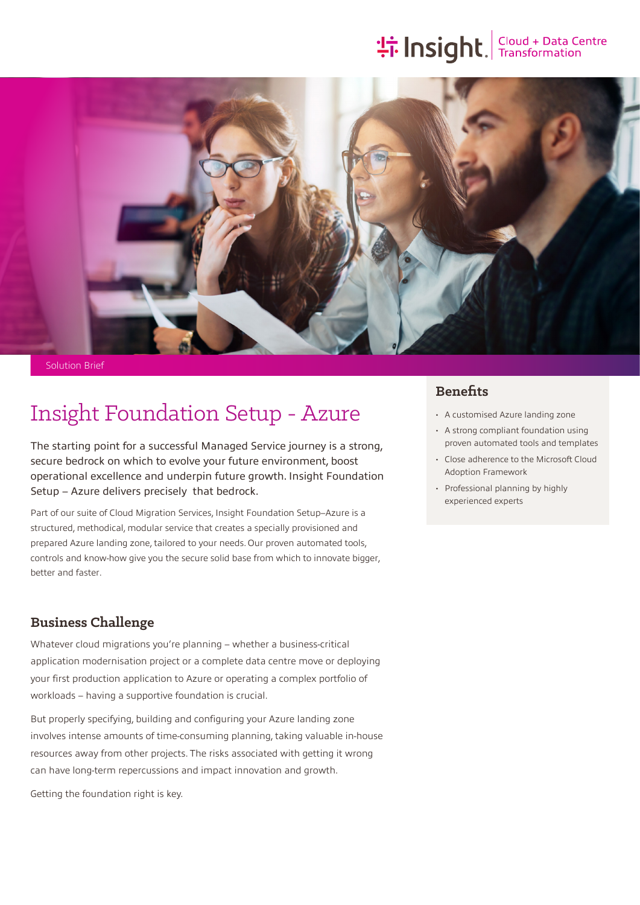Solution Brief

# Insight Foundation Setup - Azure

The starting point for a successful Managed Service journey is a strong, secure bedrock on which to evolve your future environment, boost operational excellence and underpin future growth. Insight Foundation Setup – Azure delivers precisely that bedrock.

Part of our suite of Cloud Migration Services, Insight Foundation Setup–Azure is a structured, methodical, modular service that creates a specially provisioned and prepared Azure landing zone, tailored to your needs. Our proven automated tools, controls and know-how give you the secure solid base from which to innovate bigger, better and faster.

## Benefits

- A customised Azure landing zone
- A strong compliant foundation using proven automated tools and templates
- Close adherence to the Microsoft Cloud Adoption Framework
- Professional planning by highly experienced experts

## Business Challenge

Whatever cloud migrations you're planning – whether a business-critical application modernisation project or a complete data centre move or deploying your first production application to Azure or operating a complex portfolio of workloads – having a supportive foundation is crucial.

But properly specifying, building and configuring your Azure landing zone involves intense amounts of time-consuming planning, taking valuable in-house resources away from other projects. The risks associated with getting it wrong can have long-term repercussions and impact innovation and growth.

Getting the foundation right is key.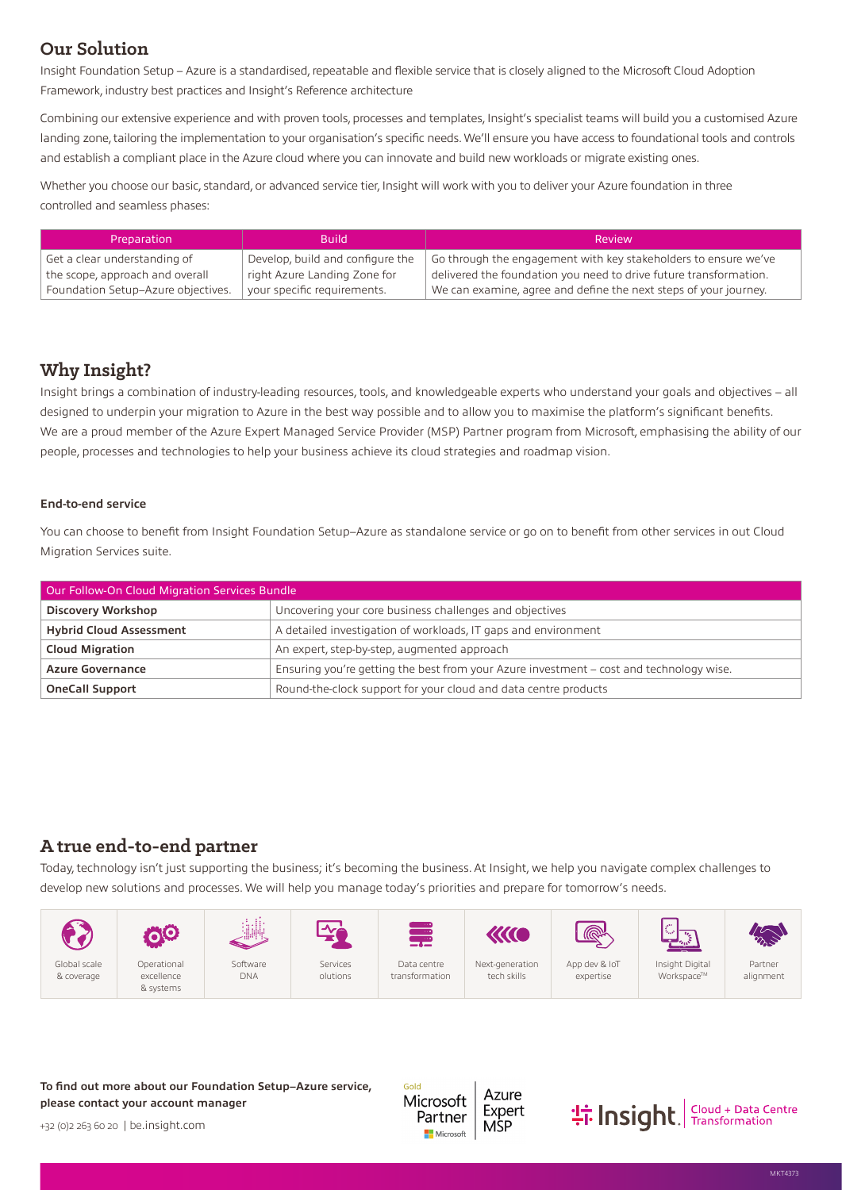## Our Solution

Insight Foundation Setup – Azure is a standardised, repeatable and flexible service that is closely aligned to the Microsoft Cloud Adoption Framework, industry best practices and Insight's Reference architecture

Combining our extensive experience and with proven tools, processes and templates, Insight's specialist teams will build you a customised Azure landing zone, tailoring the implementation to your organisation's specific needs. We'll ensure you have access to foundational tools and controls and establish a compliant place in the Azure cloud where you can innovate and build new workloads or migrate existing ones.

Whether you choose our basic, standard, or advanced service tier, Insight will work with you to deliver your Azure foundation in three controlled and seamless phases:

| Preparation | Build | Review |
|---|---|---|
| Get a clear understanding of the scope, approach and overall Foundation Setup–Azure objectives. | Develop, build and configure the right Azure Landing Zone for your specific requirements. | Go through the engagement with key stakeholders to ensure we've delivered the foundation you need to drive future transformation. We can examine, agree and define the next steps of your journey. |

## Why Insight?

Insight brings a combination of industry-leading resources, tools, and knowledgeable experts who understand your goals and objectives – all designed to underpin your migration to Azure in the best way possible and to allow you to maximise the platform's significant benefits. We are a proud member of the Azure Expert Managed Service Provider (MSP) Partner program from Microsoft, emphasising the ability of our people, processes and technologies to help your business achieve its cloud strategies and roadmap vision.

#### End-to-end service

You can choose to benefit from Insight Foundation Setup–Azure as standalone service or go on to benefit from other services in out Cloud Migration Services suite.

| Our Follow-On Cloud Migration Services Bundle | |
|---|---|
| **Discovery Workshop** | Uncovering your core business challenges and objectives |
| **Hybrid Cloud Assessment** | A detailed investigation of workloads, IT gaps and environment |
| **Cloud Migration** | An expert, step-by-step, augmented approach |
| **Azure Governance** | Ensuring you're getting the best from your Azure investment – cost and technology wise. |
| **OneCall Support** | Round-the-clock support for your cloud and data centre products |

## A true end-to-end partner

Today, technology isn't just supporting the business; it's becoming the business. At Insight, we help you navigate complex challenges to develop new solutions and processes. We will help you manage today's priorities and prepare for tomorrow's needs.

Global scale & coverage

Operational excellence & systems

Software DNA

Services olutions

Data centre transformation

Next-generation tech skills

App dev & IoT expertise

Insight Digital Workspace™

Partner alignment

**To find out more about our Foundation Setup–Azure service, please contact your account manager**

+32 (0)2 263 60 20 | be.insight.com

Gold Microsoft Partner | Azure Expert MSP

Insight. Cloud + Data Centre Transformation

MKT4373